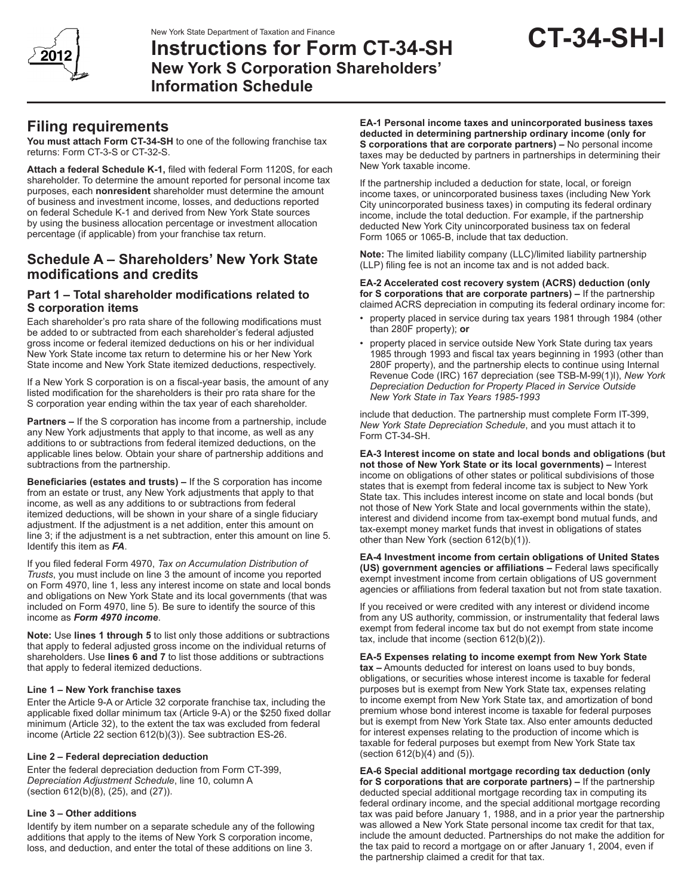New York State Department of Taxation and Finance

# Instructions for Form CT-34-SH New York S Corporation Shareholders' Information Schedule

**CT-34-SH-I**

## Filing requirements

**You must attach Form CT-34-SH** to one of the following franchise tax returns: Form CT-3-S or CT-32-S.

**Attach a federal Schedule K-1,** filed with federal Form 1120S, for each shareholder. To determine the amount reported for personal income tax purposes, each **nonresident** shareholder must determine the amount of business and investment income, losses, and deductions reported on federal Schedule K-1 and derived from New York State sources by using the business allocation percentage or investment allocation percentage (if applicable) from your franchise tax return.

## Schedule A – Shareholders' New York State modifications and credits

### Part 1 – Total shareholder modifications related to S corporation items

Each shareholder's pro rata share of the following modifications must be added to or subtracted from each shareholder's federal adjusted gross income or federal itemized deductions on his or her individual New York State income tax return to determine his or her New York State income and New York State itemized deductions, respectively.

If a New York S corporation is on a fiscal-year basis, the amount of any listed modification for the shareholders is their pro rata share for the S corporation year ending within the tax year of each shareholder.

**Partners –** If the S corporation has income from a partnership, include any New York adjustments that apply to that income, as well as any additions to or subtractions from federal itemized deductions, on the applicable lines below. Obtain your share of partnership additions and subtractions from the partnership.

**Beneficiaries (estates and trusts) –** If the S corporation has income from an estate or trust, any New York adjustments that apply to that income, as well as any additions to or subtractions from federal itemized deductions, will be shown in your share of a single fiduciary adjustment. If the adjustment is a net addition, enter this amount on line 3; if the adjustment is a net subtraction, enter this amount on line 5. Identify this item as ***FA***.

If you filed federal Form 4970, *Tax on Accumulation Distribution of Trusts*, you must include on line 3 the amount of income you reported on Form 4970, line 1, less any interest income on state and local bonds and obligations on New York State and its local governments (that was included on Form 4970, line 5). Be sure to identify the source of this income as ***Form 4970 income***.

**Note:** Use **lines 1 through 5** to list only those additions or subtractions that apply to federal adjusted gross income on the individual returns of shareholders. Use **lines 6 and 7** to list those additions or subtractions that apply to federal itemized deductions.

#### Line 1 – New York franchise taxes

Enter the Article 9-A or Article 32 corporate franchise tax, including the applicable fixed dollar minimum tax (Article 9-A) or the $250 fixed dollar minimum (Article 32), to the extent the tax was excluded from federal income (Article 22 section 612(b)(3)). See subtraction ES-26.

#### Line 2 – Federal depreciation deduction

Enter the federal depreciation deduction from Form CT-399, *Depreciation Adjustment Schedule*, line 10, column A (section 612(b)(8), (25), and (27)).

#### Line 3 – Other additions

Identify by item number on a separate schedule any of the following additions that apply to the items of New York S corporation income, loss, and deduction, and enter the total of these additions on line 3.

**EA-1 Personal income taxes and unincorporated business taxes deducted in determining partnership ordinary income (only for S corporations that are corporate partners) –** No personal income taxes may be deducted by partners in partnerships in determining their New York taxable income.

If the partnership included a deduction for state, local, or foreign income taxes, or unincorporated business taxes (including New York City unincorporated business taxes) in computing its federal ordinary income, include the total deduction. For example, if the partnership deducted New York City unincorporated business tax on federal Form 1065 or 1065-B, include that tax deduction.

**Note:** The limited liability company (LLC)/limited liability partnership (LLP) filing fee is not an income tax and is not added back.

**EA-2 Accelerated cost recovery system (ACRS) deduction (only for S corporations that are corporate partners) –** If the partnership claimed ACRS depreciation in computing its federal ordinary income for:

- property placed in service during tax years 1981 through 1984 (other than 280F property); **or**
- property placed in service outside New York State during tax years 1985 through 1993 and fiscal tax years beginning in 1993 (other than 280F property), and the partnership elects to continue using Internal Revenue Code (IRC) 167 depreciation (see TSB-M-99(1)I), *New York Depreciation Deduction for Property Placed in Service Outside New York State in Tax Years 1985-1993*

include that deduction. The partnership must complete Form IT-399, *New York State Depreciation Schedule*, and you must attach it to Form CT-34-SH.

**EA-3 Interest income on state and local bonds and obligations (but not those of New York State or its local governments) –** Interest income on obligations of other states or political subdivisions of those states that is exempt from federal income tax is subject to New York State tax. This includes interest income on state and local bonds (but not those of New York State and local governments within the state), interest and dividend income from tax-exempt bond mutual funds, and tax-exempt money market funds that invest in obligations of states other than New York (section 612(b)(1)).

**EA-4 Investment income from certain obligations of United States (US) government agencies or affiliations –** Federal laws specifically exempt investment income from certain obligations of US government agencies or affiliations from federal taxation but not from state taxation.

If you received or were credited with any interest or dividend income from any US authority, commission, or instrumentality that federal laws exempt from federal income tax but do not exempt from state income tax, include that income (section 612(b)(2)).

**EA-5 Expenses relating to income exempt from New York State tax –** Amounts deducted for interest on loans used to buy bonds, obligations, or securities whose interest income is taxable for federal purposes but is exempt from New York State tax, expenses relating to income exempt from New York State tax, and amortization of bond premium whose bond interest income is taxable for federal purposes but is exempt from New York State tax. Also enter amounts deducted for interest expenses relating to the production of income which is taxable for federal purposes but exempt from New York State tax (section 612(b)(4) and (5)).

**EA-6 Special additional mortgage recording tax deduction (only for S corporations that are corporate partners) –** If the partnership deducted special additional mortgage recording tax in computing its federal ordinary income, and the special additional mortgage recording tax was paid before January 1, 1988, and in a prior year the partnership was allowed a New York State personal income tax credit for that tax, include the amount deducted. Partnerships do not make the addition for the tax paid to record a mortgage on or after January 1, 2004, even if the partnership claimed a credit for that tax.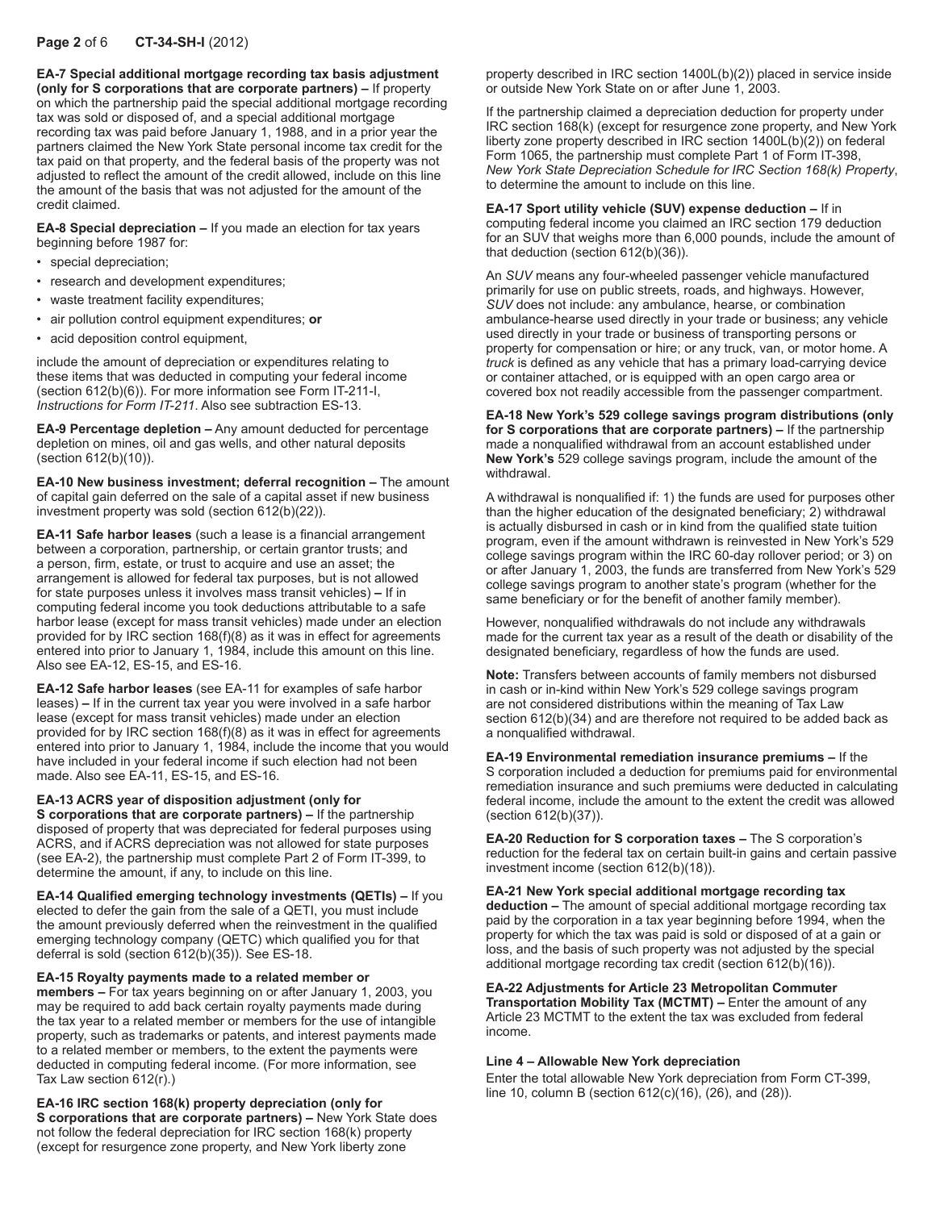**EA-7 Special additional mortgage recording tax basis adjustment (only for S corporations that are corporate partners) –** If property on which the partnership paid the special additional mortgage recording tax was sold or disposed of, and a special additional mortgage recording tax was paid before January 1, 1988, and in a prior year the partners claimed the New York State personal income tax credit for the tax paid on that property, and the federal basis of the property was not adjusted to reflect the amount of the credit allowed, include on this line the amount of the basis that was not adjusted for the amount of the credit claimed.

**EA-8 Special depreciation –** If you made an election for tax years beginning before 1987 for:

- special depreciation;
- research and development expenditures;
- waste treatment facility expenditures;
- air pollution control equipment expenditures; **or**
- acid deposition control equipment,

include the amount of depreciation or expenditures relating to these items that was deducted in computing your federal income (section 612(b)(6)). For more information see Form IT-211-I, *Instructions for Form IT-211*. Also see subtraction ES-13.

**EA-9 Percentage depletion –** Any amount deducted for percentage depletion on mines, oil and gas wells, and other natural deposits (section 612(b)(10)).

**EA-10 New business investment; deferral recognition –** The amount of capital gain deferred on the sale of a capital asset if new business investment property was sold (section 612(b)(22)).

**EA-11 Safe harbor leases** (such a lease is a financial arrangement between a corporation, partnership, or certain grantor trusts; and a person, firm, estate, or trust to acquire and use an asset; the arrangement is allowed for federal tax purposes, but is not allowed for state purposes unless it involves mass transit vehicles) **–** If in computing federal income you took deductions attributable to a safe harbor lease (except for mass transit vehicles) made under an election provided for by IRC section 168(f)(8) as it was in effect for agreements entered into prior to January 1, 1984, include this amount on this line. Also see EA-12, ES-15, and ES-16.

**EA-12 Safe harbor leases** (see EA-11 for examples of safe harbor leases) **–** If in the current tax year you were involved in a safe harbor lease (except for mass transit vehicles) made under an election provided for by IRC section 168(f)(8) as it was in effect for agreements entered into prior to January 1, 1984, include the income that you would have included in your federal income if such election had not been made. Also see EA-11, ES-15, and ES-16.

**EA-13 ACRS year of disposition adjustment (only for S corporations that are corporate partners) –** If the partnership disposed of property that was depreciated for federal purposes using ACRS, and if ACRS depreciation was not allowed for state purposes (see EA-2), the partnership must complete Part 2 of Form IT-399, to determine the amount, if any, to include on this line.

**EA-14 Qualified emerging technology investments (QETIs) –** If you elected to defer the gain from the sale of a QETI, you must include the amount previously deferred when the reinvestment in the qualified emerging technology company (QETC) which qualified you for that deferral is sold (section 612(b)(35)). See ES-18.

**EA-15 Royalty payments made to a related member or members –** For tax years beginning on or after January 1, 2003, you may be required to add back certain royalty payments made during the tax year to a related member or members for the use of intangible property, such as trademarks or patents, and interest payments made to a related member or members, to the extent the payments were deducted in computing federal income. (For more information, see Tax Law section 612(r).)

**EA-16 IRC section 168(k) property depreciation (only for S corporations that are corporate partners) –** New York State does not follow the federal depreciation for IRC section 168(k) property (except for resurgence zone property, and New York liberty zone property described in IRC section 1400L(b)(2)) placed in service inside or outside New York State on or after June 1, 2003.

If the partnership claimed a depreciation deduction for property under IRC section 168(k) (except for resurgence zone property, and New York liberty zone property described in IRC section 1400L(b)(2)) on federal Form 1065, the partnership must complete Part 1 of Form IT-398, *New York State Depreciation Schedule for IRC Section 168(k) Property*, to determine the amount to include on this line.

**EA-17 Sport utility vehicle (SUV) expense deduction –** If in computing federal income you claimed an IRC section 179 deduction for an SUV that weighs more than 6,000 pounds, include the amount of that deduction (section 612(b)(36)).

An *SUV* means any four-wheeled passenger vehicle manufactured primarily for use on public streets, roads, and highways. However, *SUV* does not include: any ambulance, hearse, or combination ambulance-hearse used directly in your trade or business; any vehicle used directly in your trade or business of transporting persons or property for compensation or hire; or any truck, van, or motor home. A *truck* is defined as any vehicle that has a primary load-carrying device or container attached, or is equipped with an open cargo area or covered box not readily accessible from the passenger compartment.

**EA-18 New York's 529 college savings program distributions (only for S corporations that are corporate partners) –** If the partnership made a nonqualified withdrawal from an account established under **New York's** 529 college savings program, include the amount of the withdrawal.

A withdrawal is nonqualified if: 1) the funds are used for purposes other than the higher education of the designated beneficiary; 2) withdrawal is actually disbursed in cash or in kind from the qualified state tuition program, even if the amount withdrawn is reinvested in New York's 529 college savings program within the IRC 60-day rollover period; or 3) on or after January 1, 2003, the funds are transferred from New York's 529 college savings program to another state's program (whether for the same beneficiary or for the benefit of another family member).

However, nonqualified withdrawals do not include any withdrawals made for the current tax year as a result of the death or disability of the designated beneficiary, regardless of how the funds are used.

**Note:** Transfers between accounts of family members not disbursed in cash or in-kind within New York's 529 college savings program are not considered distributions within the meaning of Tax Law section 612(b)(34) and are therefore not required to be added back as a nonqualified withdrawal.

**EA-19 Environmental remediation insurance premiums –** If the S corporation included a deduction for premiums paid for environmental remediation insurance and such premiums were deducted in calculating federal income, include the amount to the extent the credit was allowed (section 612(b)(37)).

**EA-20 Reduction for S corporation taxes –** The S corporation's reduction for the federal tax on certain built-in gains and certain passive investment income (section 612(b)(18)).

**EA-21 New York special additional mortgage recording tax deduction –** The amount of special additional mortgage recording tax paid by the corporation in a tax year beginning before 1994, when the property for which the tax was paid is sold or disposed of at a gain or loss, and the basis of such property was not adjusted by the special additional mortgage recording tax credit (section 612(b)(16)).

**EA-22 Adjustments for Article 23 Metropolitan Commuter Transportation Mobility Tax (MCTMT) –** Enter the amount of any Article 23 MCTMT to the extent the tax was excluded from federal income.

**Line 4 – Allowable New York depreciation**

Enter the total allowable New York depreciation from Form CT-399, line 10, column B (section 612(c)(16), (26), and (28)).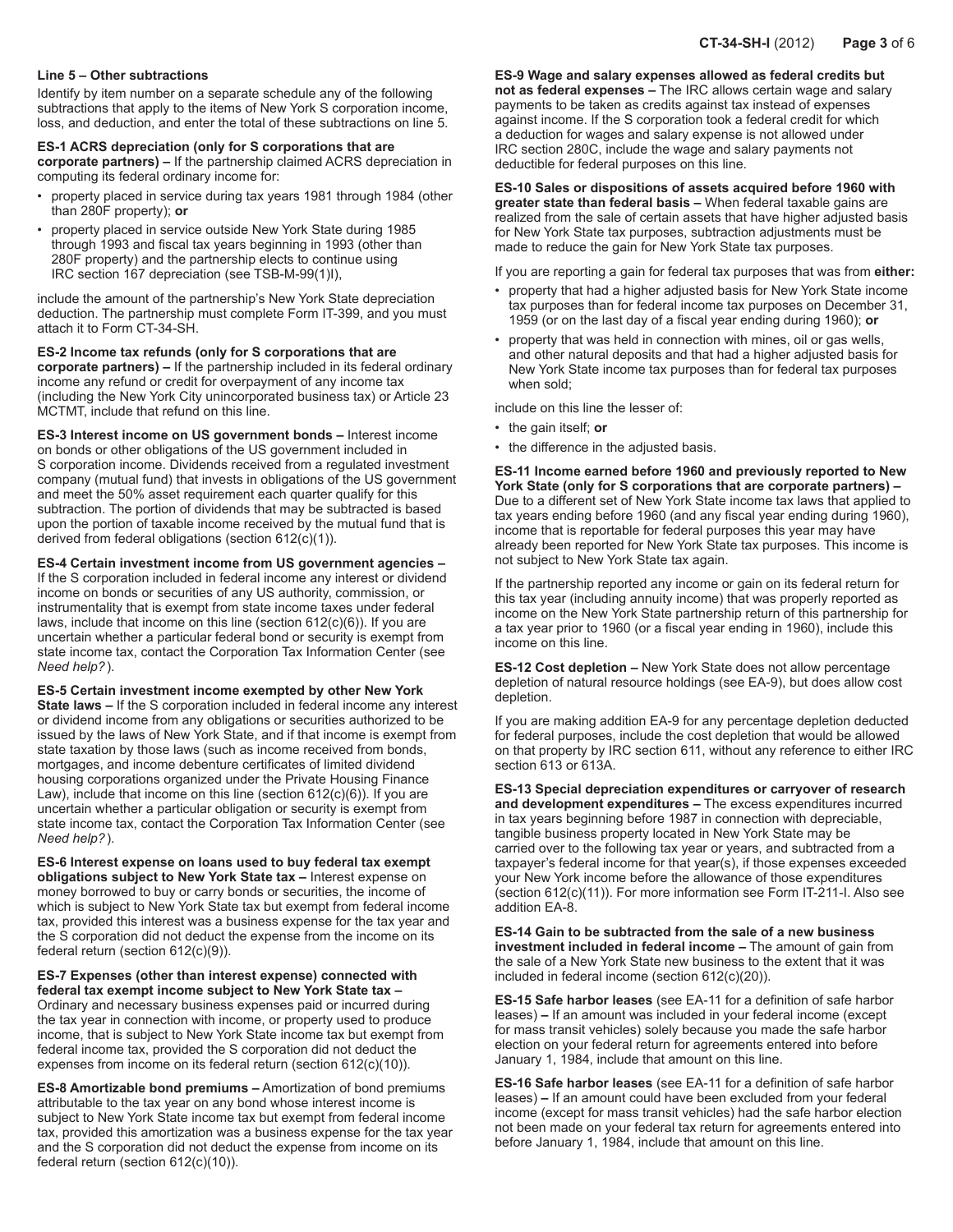## Line 5 – Other subtractions

Identify by item number on a separate schedule any of the following subtractions that apply to the items of New York S corporation income, loss, and deduction, and enter the total of these subtractions on line 5.

**ES-1 ACRS depreciation (only for S corporations that are corporate partners) –** If the partnership claimed ACRS depreciation in computing its federal ordinary income for:

- property placed in service during tax years 1981 through 1984 (other than 280F property); **or**
- property placed in service outside New York State during 1985 through 1993 and fiscal tax years beginning in 1993 (other than 280F property) and the partnership elects to continue using IRC section 167 depreciation (see TSB-M-99(1)I),

include the amount of the partnership's New York State depreciation deduction. The partnership must complete Form IT-399, and you must attach it to Form CT-34-SH.

**ES-2 Income tax refunds (only for S corporations that are corporate partners) –** If the partnership included in its federal ordinary income any refund or credit for overpayment of any income tax (including the New York City unincorporated business tax) or Article 23 MCTMT, include that refund on this line.

**ES-3 Interest income on US government bonds –** Interest income on bonds or other obligations of the US government included in S corporation income. Dividends received from a regulated investment company (mutual fund) that invests in obligations of the US government and meet the 50% asset requirement each quarter qualify for this subtraction. The portion of dividends that may be subtracted is based upon the portion of taxable income received by the mutual fund that is derived from federal obligations (section 612(c)(1)).

**ES-4 Certain investment income from US government agencies –** If the S corporation included in federal income any interest or dividend income on bonds or securities of any US authority, commission, or instrumentality that is exempt from state income taxes under federal laws, include that income on this line (section 612(c)(6)). If you are uncertain whether a particular federal bond or security is exempt from state income tax, contact the Corporation Tax Information Center (see *Need help?*).

**ES-5 Certain investment income exempted by other New York State laws –** If the S corporation included in federal income any interest or dividend income from any obligations or securities authorized to be issued by the laws of New York State, and if that income is exempt from state taxation by those laws (such as income received from bonds, mortgages, and income debenture certificates of limited dividend housing corporations organized under the Private Housing Finance Law), include that income on this line (section 612(c)(6)). If you are uncertain whether a particular obligation or security is exempt from state income tax, contact the Corporation Tax Information Center (see *Need help?*).

**ES-6 Interest expense on loans used to buy federal tax exempt obligations subject to New York State tax –** Interest expense on money borrowed to buy or carry bonds or securities, the income of which is subject to New York State tax but exempt from federal income tax, provided this interest was a business expense for the tax year and the S corporation did not deduct the expense from the income on its federal return (section 612(c)(9)).

**ES-7 Expenses (other than interest expense) connected with federal tax exempt income subject to New York State tax –** Ordinary and necessary business expenses paid or incurred during the tax year in connection with income, or property used to produce income, that is subject to New York State income tax but exempt from federal income tax, provided the S corporation did not deduct the expenses from income on its federal return (section 612(c)(10)).

**ES-8 Amortizable bond premiums –** Amortization of bond premiums attributable to the tax year on any bond whose interest income is subject to New York State income tax but exempt from federal income tax, provided this amortization was a business expense for the tax year and the S corporation did not deduct the expense from income on its federal return (section 612(c)(10)).

**ES-9 Wage and salary expenses allowed as federal credits but not as federal expenses –** The IRC allows certain wage and salary payments to be taken as credits against tax instead of expenses against income. If the S corporation took a federal credit for which a deduction for wages and salary expense is not allowed under IRC section 280C, include the wage and salary payments not deductible for federal purposes on this line.

**ES-10 Sales or dispositions of assets acquired before 1960 with greater state than federal basis –** When federal taxable gains are realized from the sale of certain assets that have higher adjusted basis for New York State tax purposes, subtraction adjustments must be made to reduce the gain for New York State tax purposes.

If you are reporting a gain for federal tax purposes that was from **either:**

- property that had a higher adjusted basis for New York State income tax purposes than for federal income tax purposes on December 31, 1959 (or on the last day of a fiscal year ending during 1960); **or**
- property that was held in connection with mines, oil or gas wells, and other natural deposits and that had a higher adjusted basis for New York State income tax purposes than for federal tax purposes when sold;

include on this line the lesser of:

- the gain itself; **or**
- the difference in the adjusted basis.

**ES-11 Income earned before 1960 and previously reported to New York State (only for S corporations that are corporate partners) –** Due to a different set of New York State income tax laws that applied to tax years ending before 1960 (and any fiscal year ending during 1960), income that is reportable for federal purposes this year may have already been reported for New York State tax purposes. This income is not subject to New York State tax again.

If the partnership reported any income or gain on its federal return for this tax year (including annuity income) that was properly reported as income on the New York State partnership return of this partnership for a tax year prior to 1960 (or a fiscal year ending in 1960), include this income on this line.

**ES-12 Cost depletion –** New York State does not allow percentage depletion of natural resource holdings (see EA-9), but does allow cost depletion.

If you are making addition EA-9 for any percentage depletion deducted for federal purposes, include the cost depletion that would be allowed on that property by IRC section 611, without any reference to either IRC section 613 or 613A.

**ES-13 Special depreciation expenditures or carryover of research and development expenditures –** The excess expenditures incurred in tax years beginning before 1987 in connection with depreciable, tangible business property located in New York State may be carried over to the following tax year or years, and subtracted from a taxpayer's federal income for that year(s), if those expenses exceeded your New York income before the allowance of those expenditures (section 612(c)(11)). For more information see Form IT-211-I. Also see addition EA-8.

**ES-14 Gain to be subtracted from the sale of a new business investment included in federal income –** The amount of gain from the sale of a New York State new business to the extent that it was included in federal income (section 612(c)(20)).

**ES-15 Safe harbor leases** (see EA-11 for a definition of safe harbor leases) **–** If an amount was included in your federal income (except for mass transit vehicles) solely because you made the safe harbor election on your federal return for agreements entered into before January 1, 1984, include that amount on this line.

**ES-16 Safe harbor leases** (see EA-11 for a definition of safe harbor leases) **–** If an amount could have been excluded from your federal income (except for mass transit vehicles) had the safe harbor election not been made on your federal tax return for agreements entered into before January 1, 1984, include that amount on this line.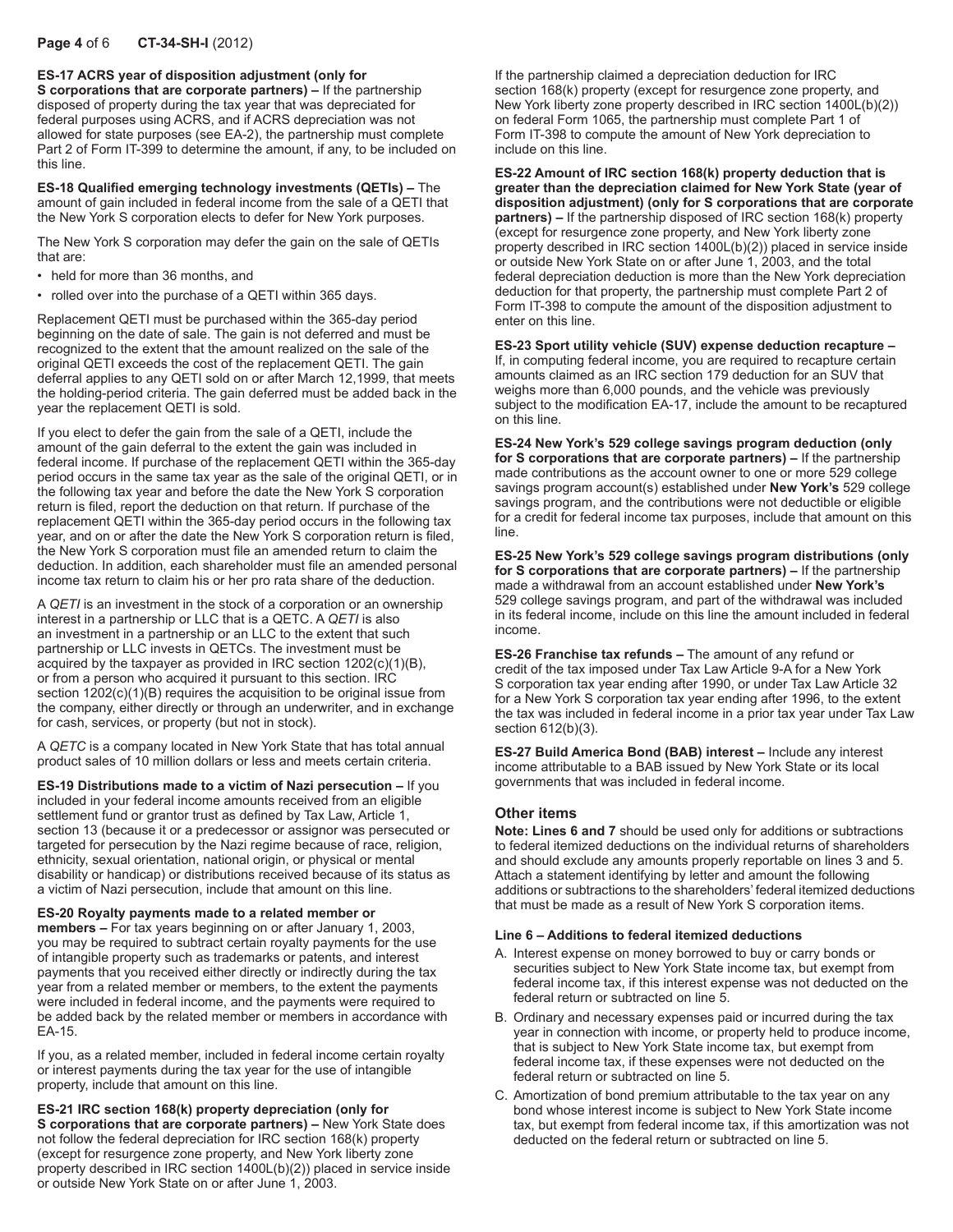**ES-17 ACRS year of disposition adjustment (only for S corporations that are corporate partners) –** If the partnership disposed of property during the tax year that was depreciated for federal purposes using ACRS, and if ACRS depreciation was not allowed for state purposes (see EA-2), the partnership must complete Part 2 of Form IT-399 to determine the amount, if any, to be included on this line.

**ES-18 Qualified emerging technology investments (QETIs) –** The amount of gain included in federal income from the sale of a QETI that the New York S corporation elects to defer for New York purposes.

The New York S corporation may defer the gain on the sale of QETIs that are:

- held for more than 36 months, and
- rolled over into the purchase of a QETI within 365 days.

Replacement QETI must be purchased within the 365-day period beginning on the date of sale. The gain is not deferred and must be recognized to the extent that the amount realized on the sale of the original QETI exceeds the cost of the replacement QETI. The gain deferral applies to any QETI sold on or after March 12,1999, that meets the holding-period criteria. The gain deferred must be added back in the year the replacement QETI is sold.

If you elect to defer the gain from the sale of a QETI, include the amount of the gain deferral to the extent the gain was included in federal income. If purchase of the replacement QETI within the 365-day period occurs in the same tax year as the sale of the original QETI, or in the following tax year and before the date the New York S corporation return is filed, report the deduction on that return. If purchase of the replacement QETI within the 365-day period occurs in the following tax year, and on or after the date the New York S corporation return is filed, the New York S corporation must file an amended return to claim the deduction. In addition, each shareholder must file an amended personal income tax return to claim his or her pro rata share of the deduction.

A *QETI* is an investment in the stock of a corporation or an ownership interest in a partnership or LLC that is a QETC. A *QETI* is also an investment in a partnership or an LLC to the extent that such partnership or LLC invests in QETCs. The investment must be acquired by the taxpayer as provided in IRC section 1202(c)(1)(B), or from a person who acquired it pursuant to this section. IRC section 1202(c)(1)(B) requires the acquisition to be original issue from the company, either directly or through an underwriter, and in exchange for cash, services, or property (but not in stock).

A *QETC* is a company located in New York State that has total annual product sales of 10 million dollars or less and meets certain criteria.

**ES-19 Distributions made to a victim of Nazi persecution –** If you included in your federal income amounts received from an eligible settlement fund or grantor trust as defined by Tax Law, Article 1, section 13 (because it or a predecessor or assignor was persecuted or targeted for persecution by the Nazi regime because of race, religion, ethnicity, sexual orientation, national origin, or physical or mental disability or handicap) or distributions received because of its status as a victim of Nazi persecution, include that amount on this line.

**ES-20 Royalty payments made to a related member or members –** For tax years beginning on or after January 1, 2003, you may be required to subtract certain royalty payments for the use of intangible property such as trademarks or patents, and interest payments that you received either directly or indirectly during the tax year from a related member or members, to the extent the payments were included in federal income, and the payments were required to be added back by the related member or members in accordance with EA-15.

If you, as a related member, included in federal income certain royalty or interest payments during the tax year for the use of intangible property, include that amount on this line.

**ES-21 IRC section 168(k) property depreciation (only for S corporations that are corporate partners) –** New York State does not follow the federal depreciation for IRC section 168(k) property (except for resurgence zone property, and New York liberty zone property described in IRC section 1400L(b)(2)) placed in service inside or outside New York State on or after June 1, 2003.

If the partnership claimed a depreciation deduction for IRC section 168(k) property (except for resurgence zone property, and New York liberty zone property described in IRC section 1400L(b)(2)) on federal Form 1065, the partnership must complete Part 1 of Form IT-398 to compute the amount of New York depreciation to include on this line.

**ES-22 Amount of IRC section 168(k) property deduction that is greater than the depreciation claimed for New York State (year of disposition adjustment) (only for S corporations that are corporate partners) –** If the partnership disposed of IRC section 168(k) property (except for resurgence zone property, and New York liberty zone property described in IRC section 1400L(b)(2)) placed in service inside or outside New York State on or after June 1, 2003, and the total federal depreciation deduction is more than the New York depreciation deduction for that property, the partnership must complete Part 2 of Form IT-398 to compute the amount of the disposition adjustment to enter on this line.

**ES-23 Sport utility vehicle (SUV) expense deduction recapture –** If, in computing federal income, you are required to recapture certain amounts claimed as an IRC section 179 deduction for an SUV that weighs more than 6,000 pounds, and the vehicle was previously subject to the modification EA-17, include the amount to be recaptured on this line.

**ES-24 New York's 529 college savings program deduction (only for S corporations that are corporate partners) –** If the partnership made contributions as the account owner to one or more 529 college savings program account(s) established under **New York's** 529 college savings program, and the contributions were not deductible or eligible for a credit for federal income tax purposes, include that amount on this line.

**ES-25 New York's 529 college savings program distributions (only for S corporations that are corporate partners) –** If the partnership made a withdrawal from an account established under **New York's** 529 college savings program, and part of the withdrawal was included in its federal income, include on this line the amount included in federal income.

**ES-26 Franchise tax refunds –** The amount of any refund or credit of the tax imposed under Tax Law Article 9-A for a New York S corporation tax year ending after 1990, or under Tax Law Article 32 for a New York S corporation tax year ending after 1996, to the extent the tax was included in federal income in a prior tax year under Tax Law section 612(b)(3).

**ES-27 Build America Bond (BAB) interest –** Include any interest income attributable to a BAB issued by New York State or its local governments that was included in federal income.

## Other items

**Note: Lines 6 and 7** should be used only for additions or subtractions to federal itemized deductions on the individual returns of shareholders and should exclude any amounts properly reportable on lines 3 and 5. Attach a statement identifying by letter and amount the following additions or subtractions to the shareholders' federal itemized deductions that must be made as a result of New York S corporation items.

### Line 6 – Additions to federal itemized deductions

A. Interest expense on money borrowed to buy or carry bonds or securities subject to New York State income tax, but exempt from federal income tax, if this interest expense was not deducted on the federal return or subtracted on line 5.

B. Ordinary and necessary expenses paid or incurred during the tax year in connection with income, or property held to produce income, that is subject to New York State income tax, but exempt from federal income tax, if these expenses were not deducted on the federal return or subtracted on line 5.

C. Amortization of bond premium attributable to the tax year on any bond whose interest income is subject to New York State income tax, but exempt from federal income tax, if this amortization was not deducted on the federal return or subtracted on line 5.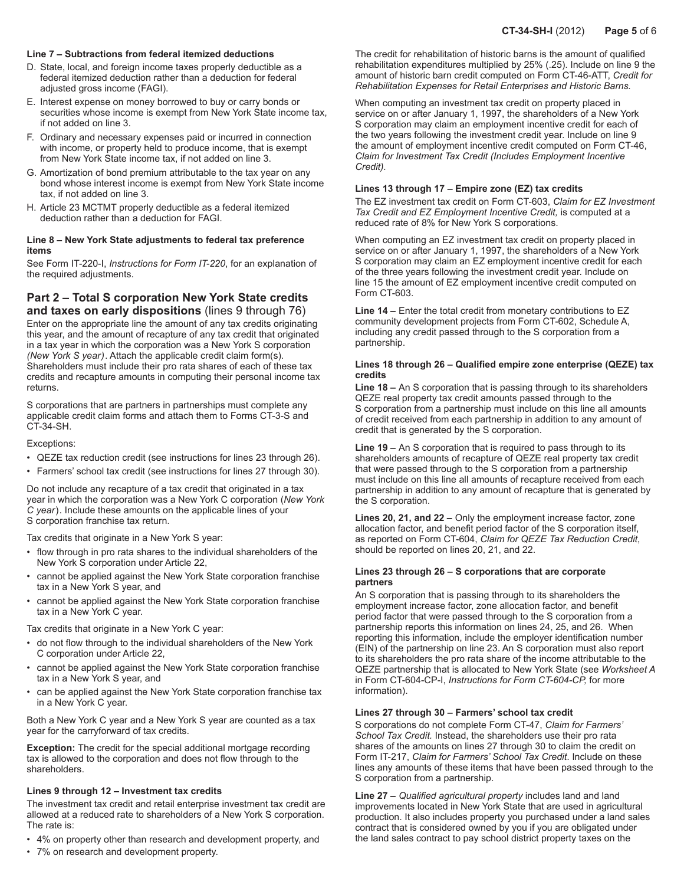**Line 7 – Subtractions from federal itemized deductions**

D. State, local, and foreign income taxes properly deductible as a federal itemized deduction rather than a deduction for federal adjusted gross income (FAGI).

E. Interest expense on money borrowed to buy or carry bonds or securities whose income is exempt from New York State income tax, if not added on line 3.

F. Ordinary and necessary expenses paid or incurred in connection with income, or property held to produce income, that is exempt from New York State income tax, if not added on line 3.

G. Amortization of bond premium attributable to the tax year on any bond whose interest income is exempt from New York State income tax, if not added on line 3.

H. Article 23 MCTMT properly deductible as a federal itemized deduction rather than a deduction for FAGI.

**Line 8 – New York State adjustments to federal tax preference items**

See Form IT-220-I, *Instructions for Form IT-220*, for an explanation of the required adjustments.

## Part 2 – Total S corporation New York State credits and taxes on early dispositions (lines 9 through 76)

Enter on the appropriate line the amount of any tax credits originating this year, and the amount of recapture of any tax credit that originated in a tax year in which the corporation was a New York S corporation *(New York S year)*. Attach the applicable credit claim form(s). Shareholders must include their pro rata shares of each of these tax credits and recapture amounts in computing their personal income tax returns.

S corporations that are partners in partnerships must complete any applicable credit claim forms and attach them to Forms CT-3-S and CT-34-SH.

Exceptions:

- QEZE tax reduction credit (see instructions for lines 23 through 26).
- Farmers' school tax credit (see instructions for lines 27 through 30).

Do not include any recapture of a tax credit that originated in a tax year in which the corporation was a New York C corporation (*New York C year*). Include these amounts on the applicable lines of your S corporation franchise tax return.

Tax credits that originate in a New York S year:

- flow through in pro rata shares to the individual shareholders of the New York S corporation under Article 22,
- cannot be applied against the New York State corporation franchise tax in a New York S year, and
- cannot be applied against the New York State corporation franchise tax in a New York C year.

Tax credits that originate in a New York C year:

- do not flow through to the individual shareholders of the New York C corporation under Article 22,
- cannot be applied against the New York State corporation franchise tax in a New York S year, and
- can be applied against the New York State corporation franchise tax in a New York C year.

Both a New York C year and a New York S year are counted as a tax year for the carryforward of tax credits.

**Exception:** The credit for the special additional mortgage recording tax is allowed to the corporation and does not flow through to the shareholders.

**Lines 9 through 12 – Investment tax credits**

The investment tax credit and retail enterprise investment tax credit are allowed at a reduced rate to shareholders of a New York S corporation. The rate is:

- 4% on property other than research and development property, and
- 7% on research and development property.

The credit for rehabilitation of historic barns is the amount of qualified rehabilitation expenditures multiplied by 25% (.25). Include on line 9 the amount of historic barn credit computed on Form CT-46-ATT, *Credit for Rehabilitation Expenses for Retail Enterprises and Historic Barns.*

When computing an investment tax credit on property placed in service on or after January 1, 1997, the shareholders of a New York S corporation may claim an employment incentive credit for each of the two years following the investment credit year. Include on line 9 the amount of employment incentive credit computed on Form CT-46, *Claim for Investment Tax Credit (Includes Employment Incentive Credit).*

**Lines 13 through 17 – Empire zone (EZ) tax credits**

The EZ investment tax credit on Form CT-603, *Claim for EZ Investment Tax Credit and EZ Employment Incentive Credit,* is computed at a reduced rate of 8% for New York S corporations.

When computing an EZ investment tax credit on property placed in service on or after January 1, 1997, the shareholders of a New York S corporation may claim an EZ employment incentive credit for each of the three years following the investment credit year. Include on line 15 the amount of EZ employment incentive credit computed on Form CT-603.

**Line 14 –** Enter the total credit from monetary contributions to EZ community development projects from Form CT-602, Schedule A, including any credit passed through to the S corporation from a partnership.

**Lines 18 through 26 – Qualified empire zone enterprise (QEZE) tax credits**

**Line 18 –** An S corporation that is passing through to its shareholders QEZE real property tax credit amounts passed through to the S corporation from a partnership must include on this line all amounts of credit received from each partnership in addition to any amount of credit that is generated by the S corporation.

**Line 19 –** An S corporation that is required to pass through to its shareholders amounts of recapture of QEZE real property tax credit that were passed through to the S corporation from a partnership must include on this line all amounts of recapture received from each partnership in addition to any amount of recapture that is generated by the S corporation.

**Lines 20, 21, and 22 –** Only the employment increase factor, zone allocation factor, and benefit period factor of the S corporation itself, as reported on Form CT-604, *Claim for QEZE Tax Reduction Credit*, should be reported on lines 20, 21, and 22.

**Lines 23 through 26 – S corporations that are corporate partners**

An S corporation that is passing through to its shareholders the employment increase factor, zone allocation factor, and benefit period factor that were passed through to the S corporation from a partnership reports this information on lines 24, 25, and 26. When reporting this information, include the employer identification number (EIN) of the partnership on line 23. An S corporation must also report to its shareholders the pro rata share of the income attributable to the QEZE partnership that is allocated to New York State (see *Worksheet A* in Form CT-604-CP-I, *Instructions for Form CT-604-CP,* for more information).

**Lines 27 through 30 – Farmers' school tax credit**

S corporations do not complete Form CT-47, *Claim for Farmers' School Tax Credit.* Instead, the shareholders use their pro rata shares of the amounts on lines 27 through 30 to claim the credit on Form IT-217, *Claim for Farmers' School Tax Credit*. Include on these lines any amounts of these items that have been passed through to the S corporation from a partnership.

**Line 27 –** *Qualified agricultural property* includes land and land improvements located in New York State that are used in agricultural production. It also includes property you purchased under a land sales contract that is considered owned by you if you are obligated under the land sales contract to pay school district property taxes on the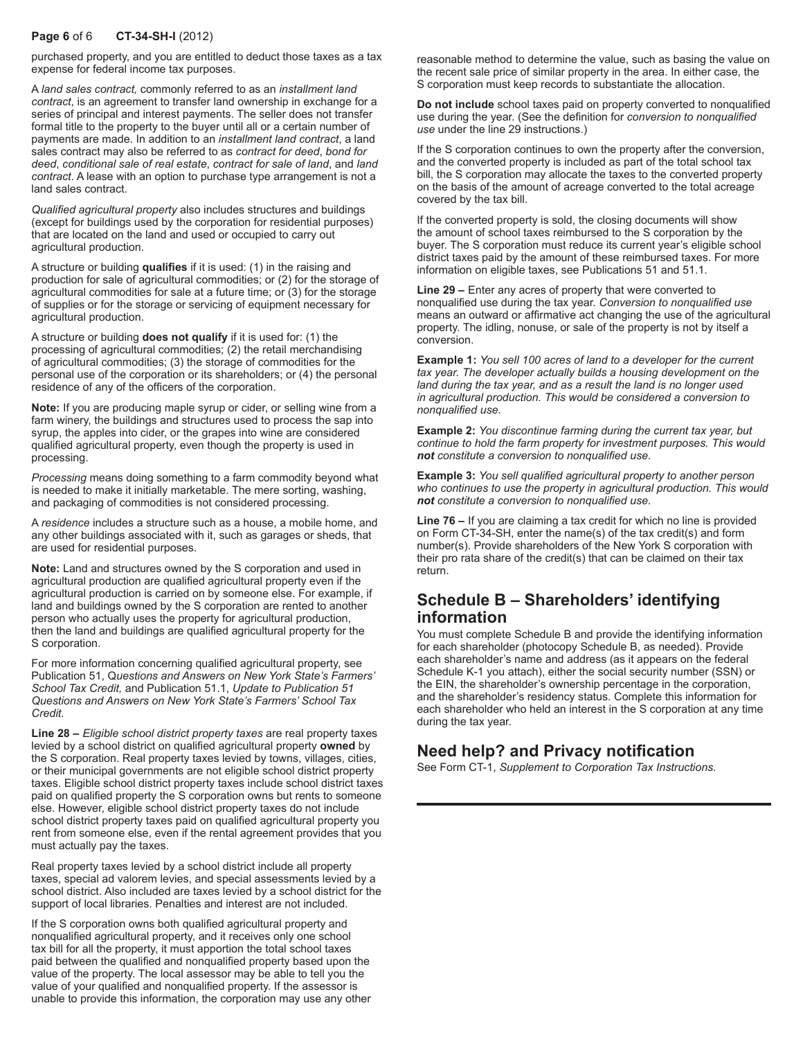purchased property, and you are entitled to deduct those taxes as a tax expense for federal income tax purposes.

A *land sales contract,* commonly referred to as an *installment land contract*, is an agreement to transfer land ownership in exchange for a series of principal and interest payments. The seller does not transfer formal title to the property to the buyer until all or a certain number of payments are made. In addition to an *installment land contract*, a land sales contract may also be referred to as *contract for deed*, *bond for deed*, *conditional sale of real estate*, *contract for sale of land*, and *land contract*. A lease with an option to purchase type arrangement is not a land sales contract.

*Qualified agricultural property* also includes structures and buildings (except for buildings used by the corporation for residential purposes) that are located on the land and used or occupied to carry out agricultural production.

A structure or building **qualifies** if it is used: (1) in the raising and production for sale of agricultural commodities; or (2) for the storage of agricultural commodities for sale at a future time; or (3) for the storage of supplies or for the storage or servicing of equipment necessary for agricultural production.

A structure or building **does not qualify** if it is used for: (1) the processing of agricultural commodities; (2) the retail merchandising of agricultural commodities; (3) the storage of commodities for the personal use of the corporation or its shareholders; or (4) the personal residence of any of the officers of the corporation.

**Note:** If you are producing maple syrup or cider, or selling wine from a farm winery, the buildings and structures used to process the sap into syrup, the apples into cider, or the grapes into wine are considered qualified agricultural property, even though the property is used in processing.

*Processing* means doing something to a farm commodity beyond what is needed to make it initially marketable. The mere sorting, washing, and packaging of commodities is not considered processing.

A *residence* includes a structure such as a house, a mobile home, and any other buildings associated with it, such as garages or sheds, that are used for residential purposes.

**Note:** Land and structures owned by the S corporation and used in agricultural production are qualified agricultural property even if the agricultural production is carried on by someone else. For example, if land and buildings owned by the S corporation are rented to another person who actually uses the property for agricultural production, then the land and buildings are qualified agricultural property for the S corporation.

For more information concerning qualified agricultural property, see Publication 51, *Questions and Answers on New York State's Farmers' School Tax Credit,* and Publication 51.1, *Update to Publication 51 Questions and Answers on New York State's Farmers' School Tax Credit.*

**Line 28 –** *Eligible school district property taxes* are real property taxes levied by a school district on qualified agricultural property **owned** by the S corporation. Real property taxes levied by towns, villages, cities, or their municipal governments are not eligible school district property taxes. Eligible school district property taxes include school district taxes paid on qualified property the S corporation owns but rents to someone else. However, eligible school district property taxes do not include school district property taxes paid on qualified agricultural property you rent from someone else, even if the rental agreement provides that you must actually pay the taxes.

Real property taxes levied by a school district include all property taxes, special ad valorem levies, and special assessments levied by a school district. Also included are taxes levied by a school district for the support of local libraries. Penalties and interest are not included.

If the S corporation owns both qualified agricultural property and nonqualified agricultural property, and it receives only one school tax bill for all the property, it must apportion the total school taxes paid between the qualified and nonqualified property based upon the value of the property. The local assessor may be able to tell you the value of your qualified and nonqualified property. If the assessor is unable to provide this information, the corporation may use any other reasonable method to determine the value, such as basing the value on the recent sale price of similar property in the area. In either case, the S corporation must keep records to substantiate the allocation.

**Do not include** school taxes paid on property converted to nonqualified use during the year. (See the definition for *conversion to nonqualified use* under the line 29 instructions.)

If the S corporation continues to own the property after the conversion, and the converted property is included as part of the total school tax bill, the S corporation may allocate the taxes to the converted property on the basis of the amount of acreage converted to the total acreage covered by the tax bill.

If the converted property is sold, the closing documents will show the amount of school taxes reimbursed to the S corporation by the buyer. The S corporation must reduce its current year's eligible school district taxes paid by the amount of these reimbursed taxes. For more information on eligible taxes, see Publications 51 and 51.1.

**Line 29 –** Enter any acres of property that were converted to nonqualified use during the tax year. *Conversion to nonqualified use* means an outward or affirmative act changing the use of the agricultural property. The idling, nonuse, or sale of the property is not by itself a conversion.

**Example 1:** *You sell 100 acres of land to a developer for the current tax year. The developer actually builds a housing development on the land during the tax year, and as a result the land is no longer used in agricultural production. This would be considered a conversion to nonqualified use.*

**Example 2:** *You discontinue farming during the current tax year, but continue to hold the farm property for investment purposes. This would **not** constitute a conversion to nonqualified use.*

**Example 3:** *You sell qualified agricultural property to another person who continues to use the property in agricultural production. This would **not** constitute a conversion to nonqualified use.*

**Line 76 –** If you are claiming a tax credit for which no line is provided on Form CT-34-SH, enter the name(s) of the tax credit(s) and form number(s). Provide shareholders of the New York S corporation with their pro rata share of the credit(s) that can be claimed on their tax return.

## Schedule B – Shareholders' identifying information

You must complete Schedule B and provide the identifying information for each shareholder (photocopy Schedule B, as needed). Provide each shareholder's name and address (as it appears on the federal Schedule K-1 you attach), either the social security number (SSN) or the EIN, the shareholder's ownership percentage in the corporation, and the shareholder's residency status. Complete this information for each shareholder who held an interest in the S corporation at any time during the tax year.

## Need help? and Privacy notification

See Form CT-1, *Supplement to Corporation Tax Instructions.*